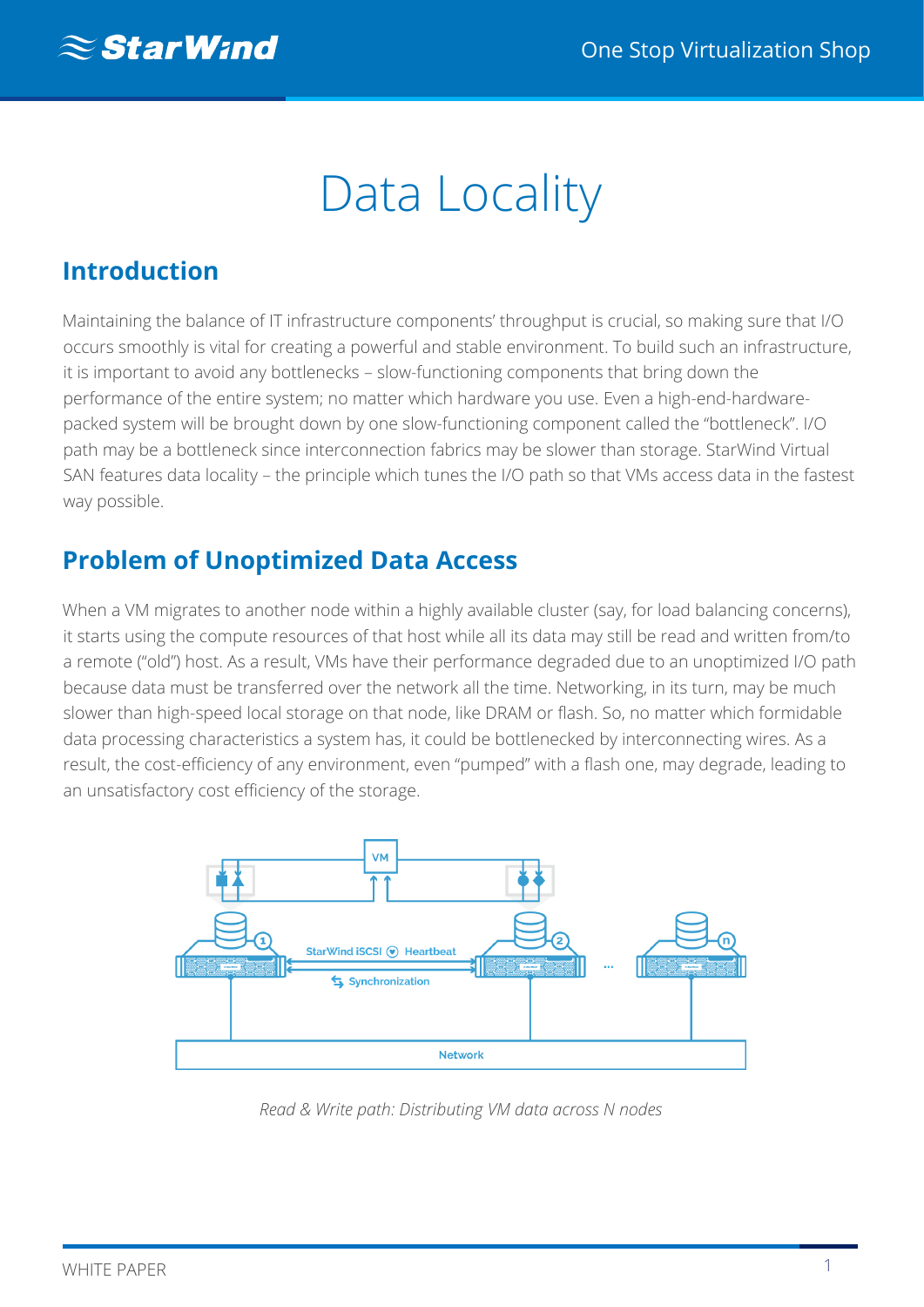# Data Locality

## Introduction

Maintaining the balance of IT infrastructure components' throughput is crucial, so making sure that I/O occurs smoothly is vital for creating a powerful and stable environment. To build such an infrastructure, it is important to avoid any bottlenecks – slow-functioning components that bring down the performance of the entire system; no matter which hardware you use. Even a high-end-hardware-packed system will be brought down by one slow-functioning component called the "bottleneck". I/O path may be a bottleneck since interconnection fabrics may be slower than storage. StarWind Virtual SAN features data locality – the principle which tunes the I/O path so that VMs access data in the fastest way possible.

## Problem of Unoptimized Data Access

When a VM migrates to another node within a highly available cluster (say, for load balancing concerns), it starts using the compute resources of that host while all its data may still be read and written from/to a remote ("old") host. As a result, VMs have their performance degraded due to an unoptimized I/O path because data must be transferred over the network all the time. Networking, in its turn, may be much slower than high-speed local storage on that node, like DRAM or flash. So, no matter which formidable data processing characteristics a system has, it could be bottlenecked by interconnecting wires. As a result, the cost-efficiency of any environment, even "pumped" with a flash one, may degrade, leading to an unsatisfactory cost efficiency of the storage.

*Read & Write path: Distributing VM data across N nodes*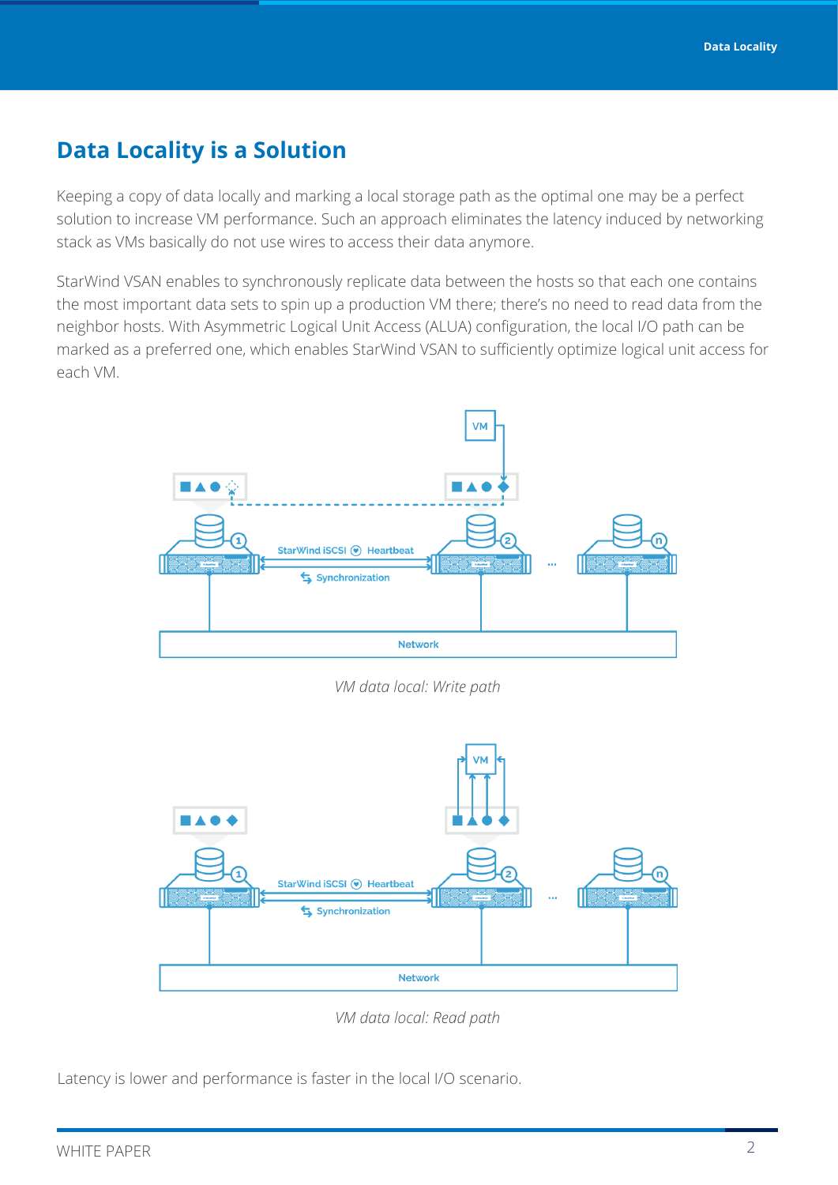# Data Locality is a Solution

Keeping a copy of data locally and marking a local storage path as the optimal one may be a perfect solution to increase VM performance. Such an approach eliminates the latency induced by networking stack as VMs basically do not use wires to access their data anymore.

StarWind VSAN enables to synchronously replicate data between the hosts so that each one contains the most important data sets to spin up a production VM there; there's no need to read data from the neighbor hosts. With Asymmetric Logical Unit Access (ALUA) configuration, the local I/O path can be marked as a preferred one, which enables StarWind VSAN to sufficiently optimize logical unit access for each VM.

*VM data local: Write path*

*VM data local: Read path*

Latency is lower and performance is faster in the local I/O scenario.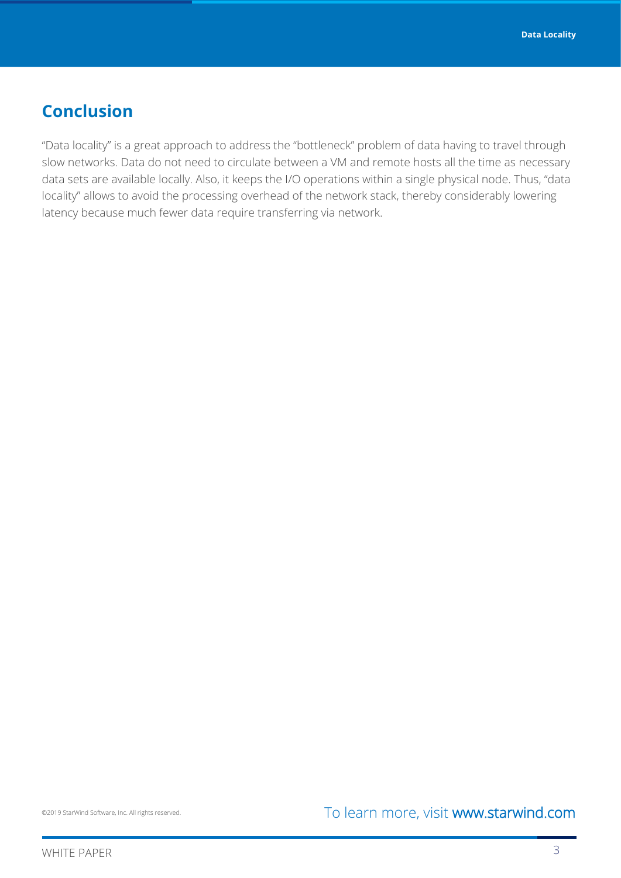## Conclusion

“Data locality” is a great approach to address the “bottleneck” problem of data having to travel through slow networks. Data do not need to circulate between a VM and remote hosts all the time as necessary data sets are available locally. Also, it keeps the I/O operations within a single physical node. Thus, “data locality” allows to avoid the processing overhead of the network stack, thereby considerably lowering latency because much fewer data require transferring via network.

©2019 StarWind Software, Inc. All rights reserved.

To learn more, visit www.starwind.com